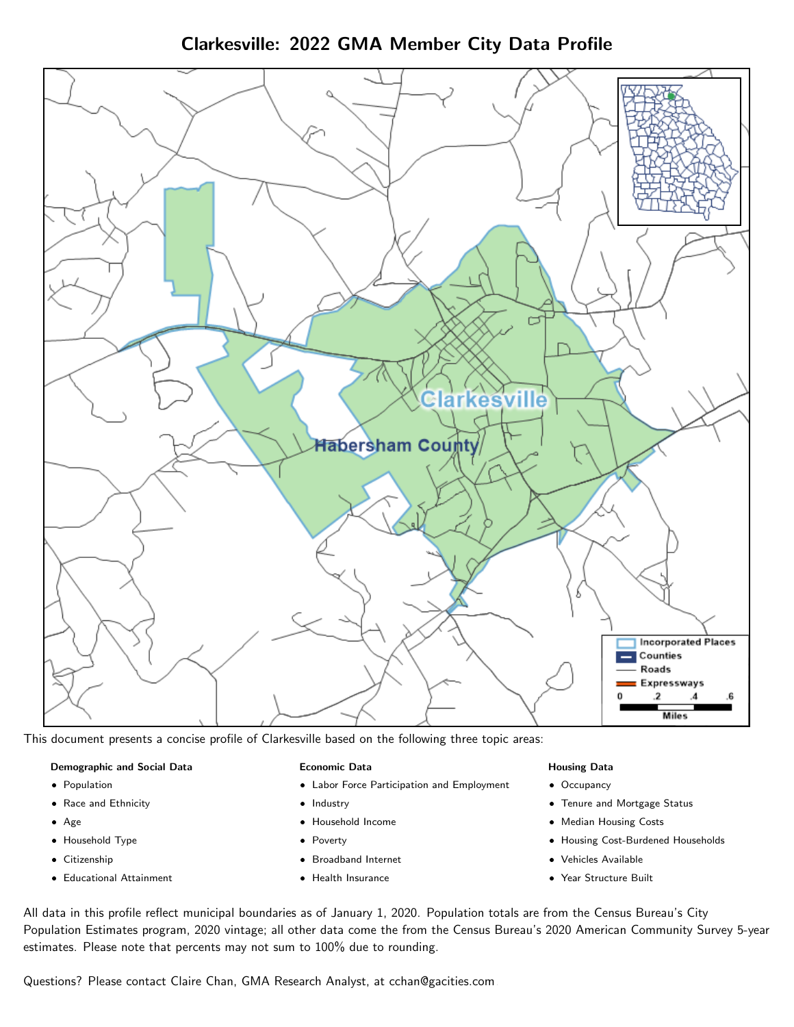# Clarkesville: 2022 GMA Member City Data Profile

This document presents a concise profile of Clarkesville based on the following three topic areas:

**Demographic and Social Data**

- Population
- Race and Ethnicity
- Age
- Household Type
- Citizenship
- Educational Attainment

**Economic Data**

- Labor Force Participation and Employment
- Industry
- Household Income
- Poverty
- Broadband Internet
- Health Insurance

**Housing Data**

- Occupancy
- Tenure and Mortgage Status
- Median Housing Costs
- Housing Cost-Burdened Households
- Vehicles Available
- Year Structure Built

All data in this profile reflect municipal boundaries as of January 1, 2020. Population totals are from the Census Bureau's City Population Estimates program, 2020 vintage; all other data come the from the Census Bureau's 2020 American Community Survey 5-year estimates. Please note that percents may not sum to 100% due to rounding.

Questions? Please contact Claire Chan, GMA Research Analyst, at cchan@gacities.com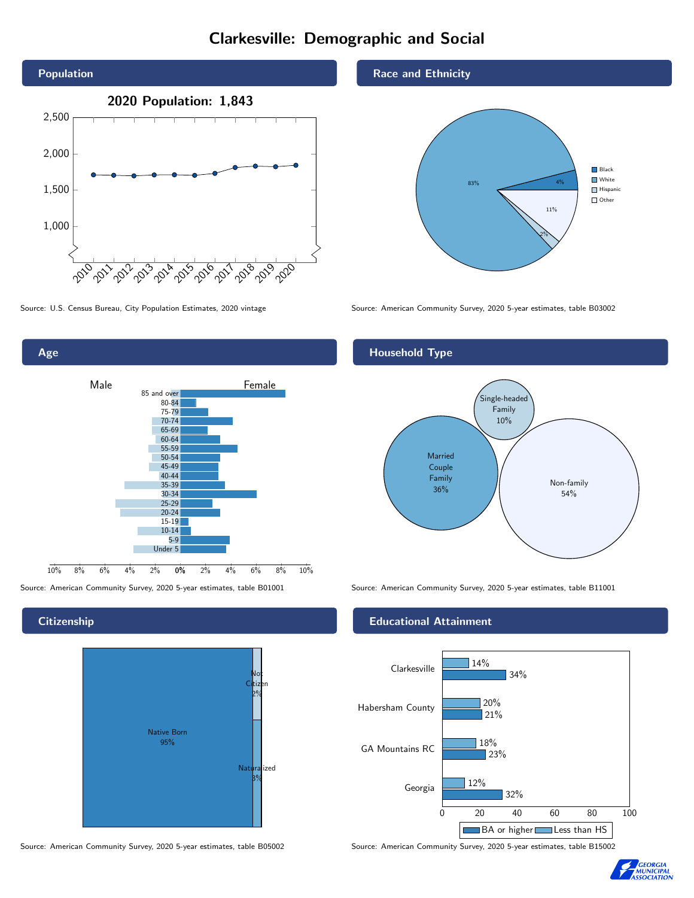# Clarkesville: Demographic and Social

## Population

2020 Population: 1,843

Source: U.S. Census Bureau, City Population Estimates, 2020 vintage

## Race and Ethnicity

| Race/Ethnicity | Percent |
| --- | --- |
| Black | 4% |
| White | 83% |
| Hispanic | 2% |
| Other | 11% |

Source: American Community Survey, 2020 5-year estimates, table B03002

## Age

Source: American Community Survey, 2020 5-year estimates, table B01001

## Household Type

| Household Type | Percent |
| --- | --- |
| Married Couple Family | 36% |
| Single-headed Family | 10% |
| Non-family | 54% |

Source: American Community Survey, 2020 5-year estimates, table B11001

## Citizenship

| Citizenship | Percent |
| --- | --- |
| Native Born | 95% |
| Not Citizen | 2% |
| Naturalized | 3% |

Source: American Community Survey, 2020 5-year estimates, table B05002

## Educational Attainment

| Area | Less than HS | BA or higher |
| --- | --- | --- |
| Clarkesville | 14% | 34% |
| Habersham County | 20% | 21% |
| GA Mountains RC | 18% | 23% |
| Georgia | 12% | 32% |

Source: American Community Survey, 2020 5-year estimates, table B15002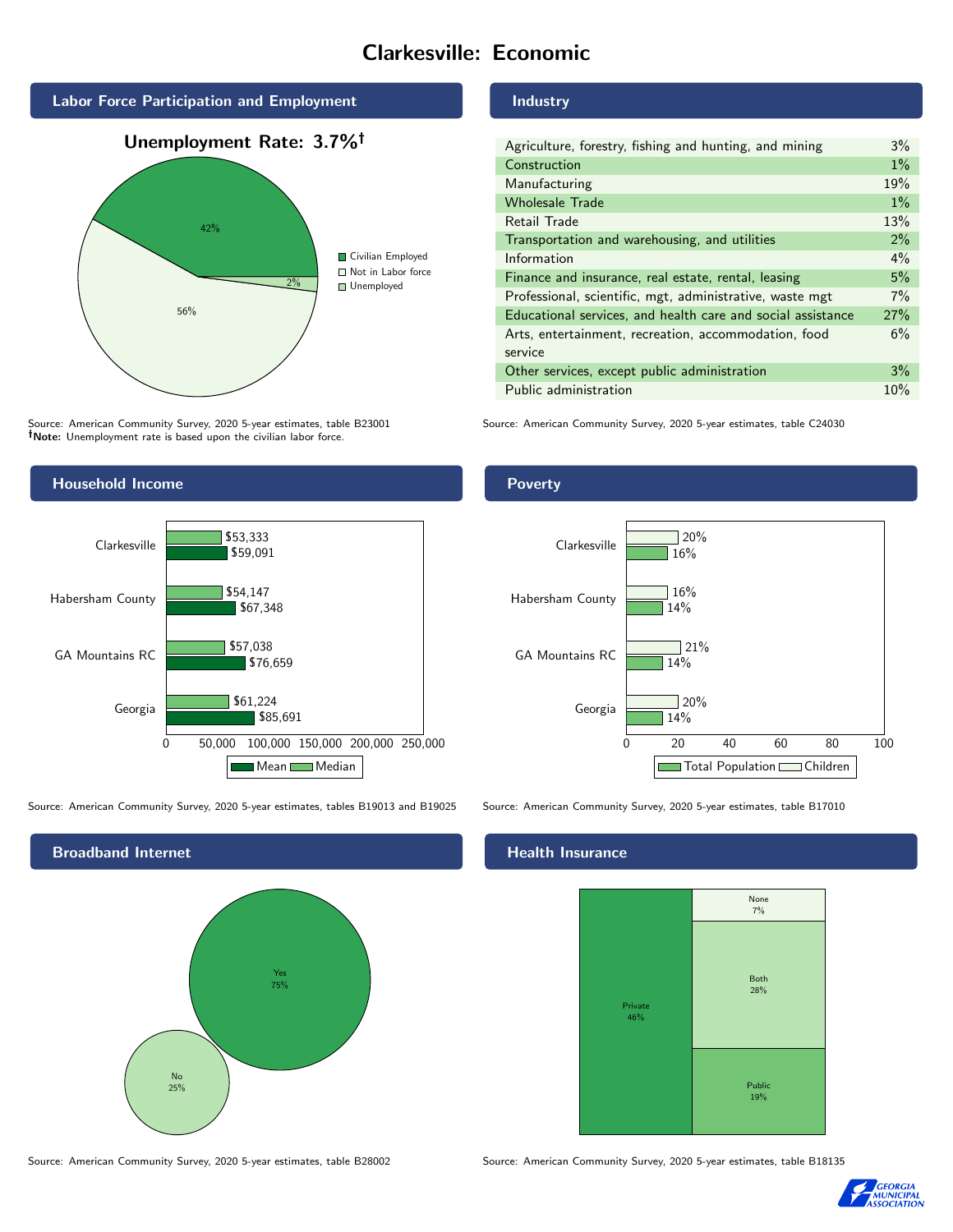# Clarkesville: Economic

## Labor Force Participation and Employment

**Unemployment Rate: 3.7%†**

| Category | Percent |
|---|---|
| Civilian Employed | 42% |
| Not in Labor force | 56% |
| Unemployed | 2% |

Source: American Community Survey, 2020 5-year estimates, table B23001
**†Note:** Unemployment rate is based upon the civilian labor force.

## Industry

| Industry | Percent |
|---|---|
| Agriculture, forestry, fishing and hunting, and mining | 3% |
| Construction | 1% |
| Manufacturing | 19% |
| Wholesale Trade | 1% |
| Retail Trade | 13% |
| Transportation and warehousing, and utilities | 2% |
| Information | 4% |
| Finance and insurance, real estate, rental, leasing | 5% |
| Professional, scientific, mgt, administrative, waste mgt | 7% |
| Educational services, and health care and social assistance | 27% |
| Arts, entertainment, recreation, accommodation, food service | 6% |
| Other services, except public administration | 3% |
| Public administration | 10% |

Source: American Community Survey, 2020 5-year estimates, table C24030

## Household Income

| Area | Median | Mean |
|---|---|---|
| Clarkesville | $53,333 | $59,091 |
| Habersham County | $54,147 | $67,348 |
| GA Mountains RC | $57,038 | $76,659 |
| Georgia | $61,224 | $85,691 |

Source: American Community Survey, 2020 5-year estimates, tables B19013 and B19025

## Poverty

| Area | Children | Total Population |
|---|---|---|
| Clarkesville | 20% | 16% |
| Habersham County | 16% | 14% |
| GA Mountains RC | 21% | 14% |
| Georgia | 20% | 14% |

Source: American Community Survey, 2020 5-year estimates, table B17010

## Broadband Internet

| Response | Percent |
|---|---|
| Yes | 75% |
| No | 25% |

Source: American Community Survey, 2020 5-year estimates, table B28002

## Health Insurance

| Type | Percent |
|---|---|
| Private | 46% |
| Both | 28% |
| Public | 19% |
| None | 7% |

Source: American Community Survey, 2020 5-year estimates, table B18135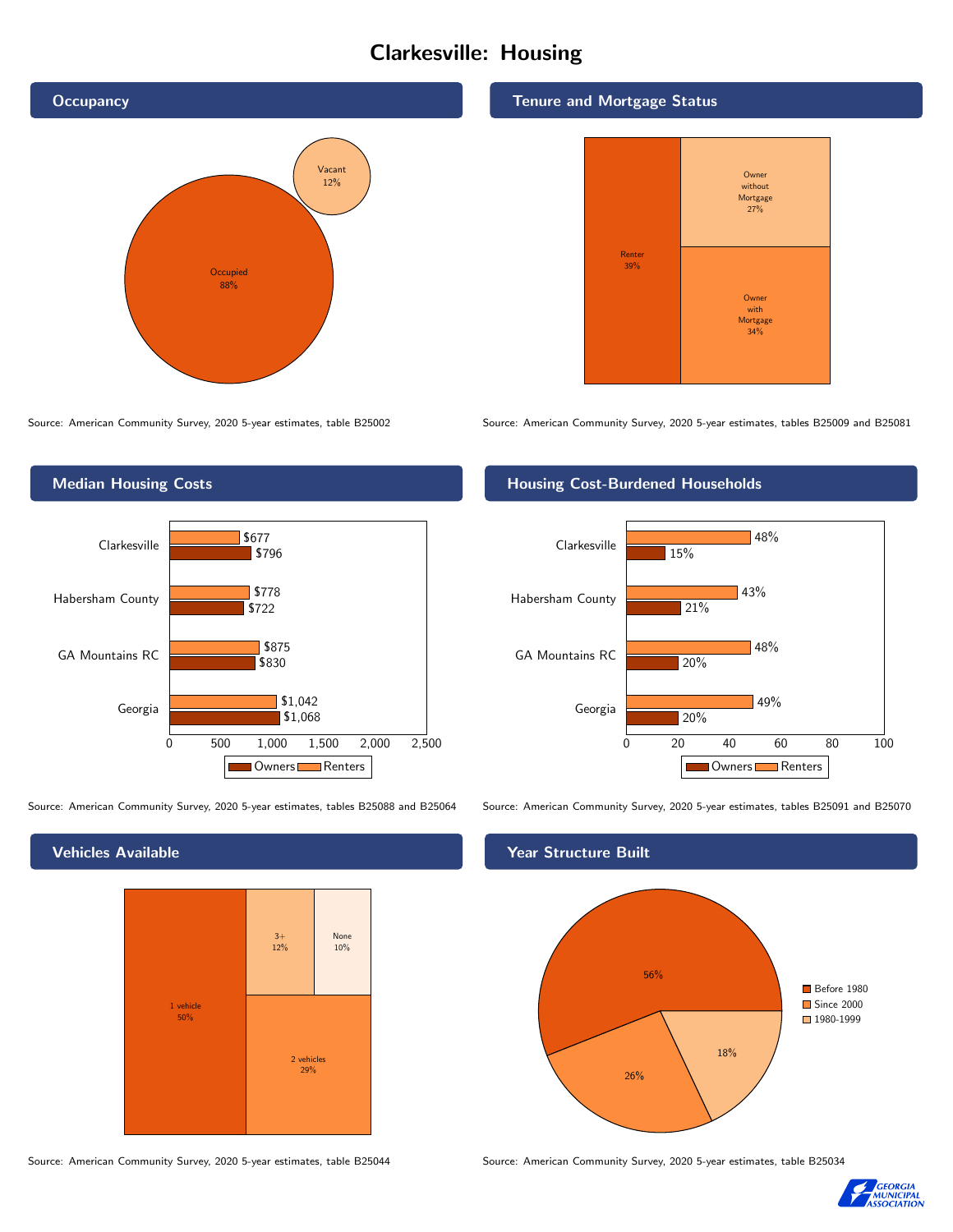# Clarkesville: Housing

## Occupancy

Vacant
12%

Occupied
88%

Source: American Community Survey, 2020 5-year estimates, table B25002

## Tenure and Mortgage Status

Renter
39%

Owner
without
Mortgage
27%

Owner
with
Mortgage
34%

Source: American Community Survey, 2020 5-year estimates, tables B25009 and B25081

## Median Housing Costs

Clarkesville
$677
$796

Habersham County
$778
$722

GA Mountains RC
$875
$830

Georgia
$1,042
$1,068

0 500 1,000 1,500 2,000 2,500

Owners Renters

Source: American Community Survey, 2020 5-year estimates, tables B25088 and B25064

## Housing Cost-Burdened Households

Clarkesville
48%
15%

Habersham County
43%
21%

GA Mountains RC
48%
20%

Georgia
49%
20%

0 20 40 60 80 100

Owners Renters

Source: American Community Survey, 2020 5-year estimates, tables B25091 and B25070

## Vehicles Available

1 vehicle
50%

3+
12%

None
10%

2 vehicles
29%

Source: American Community Survey, 2020 5-year estimates, table B25044

## Year Structure Built

56%

26%

18%

Before 1980
Since 2000
1980-1999

Source: American Community Survey, 2020 5-year estimates, table B25034

GEORGIA MUNICIPAL ASSOCIATION